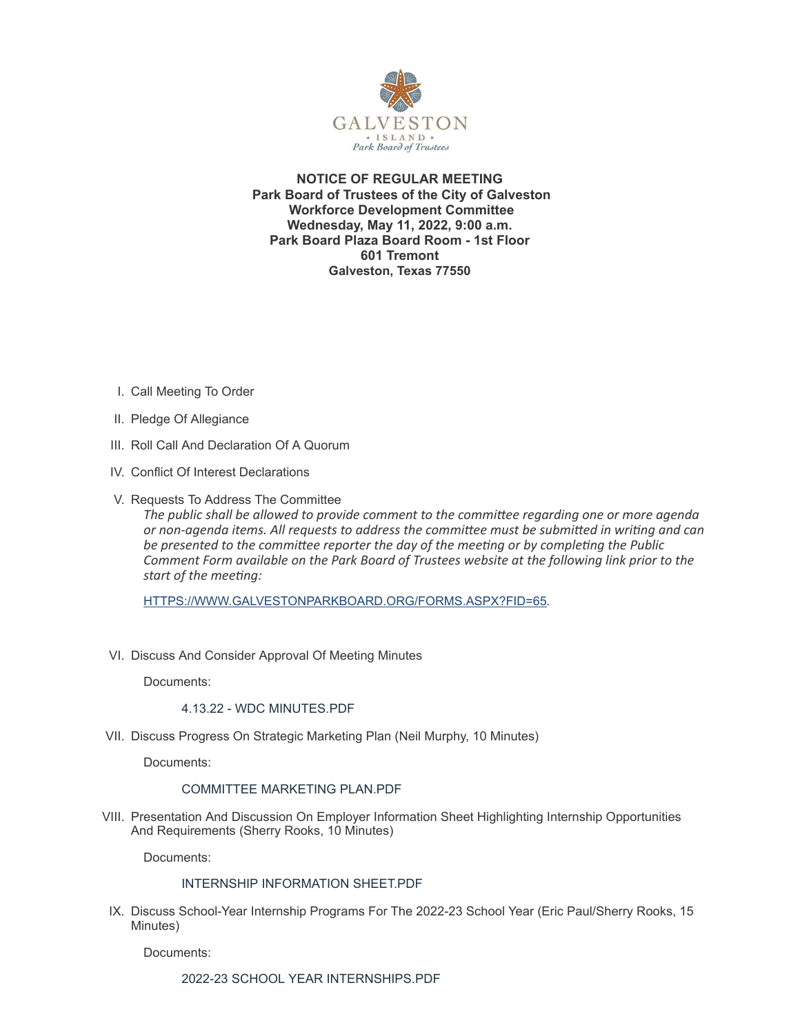**NOTICE OF REGULAR MEETING**
**Park Board of Trustees of the City of Galveston**
**Workforce Development Committee**
**Wednesday, May 11, 2022, 9:00 a.m.**
**Park Board Plaza Board Room - 1st Floor**
**601 Tremont**
**Galveston, Texas 77550**

I. Call Meeting To Order

II. Pledge Of Allegiance

III. Roll Call And Declaration Of A Quorum

IV. Conflict Of Interest Declarations

V. Requests To Address The Committee

*The public shall be allowed to provide comment to the committee regarding one or more agenda or non-agenda items. All requests to address the committee must be submitted in writing and can be presented to the committee reporter the day of the meeting or by completing the Public Comment Form available on the Park Board of Trustees website at the following link prior to the start of the meeting:*

HTTPS://WWW.GALVESTONPARKBOARD.ORG/FORMS.ASPX?FID=65.

VI. Discuss And Consider Approval Of Meeting Minutes

Documents:

4.13.22 - WDC MINUTES.PDF

VII. Discuss Progress On Strategic Marketing Plan (Neil Murphy, 10 Minutes)

Documents:

COMMITTEE MARKETING PLAN.PDF

VIII. Presentation And Discussion On Employer Information Sheet Highlighting Internship Opportunities And Requirements (Sherry Rooks, 10 Minutes)

Documents:

INTERNSHIP INFORMATION SHEET.PDF

IX. Discuss School-Year Internship Programs For The 2022-23 School Year (Eric Paul/Sherry Rooks, 15 Minutes)

Documents:

2022-23 SCHOOL YEAR INTERNSHIPS.PDF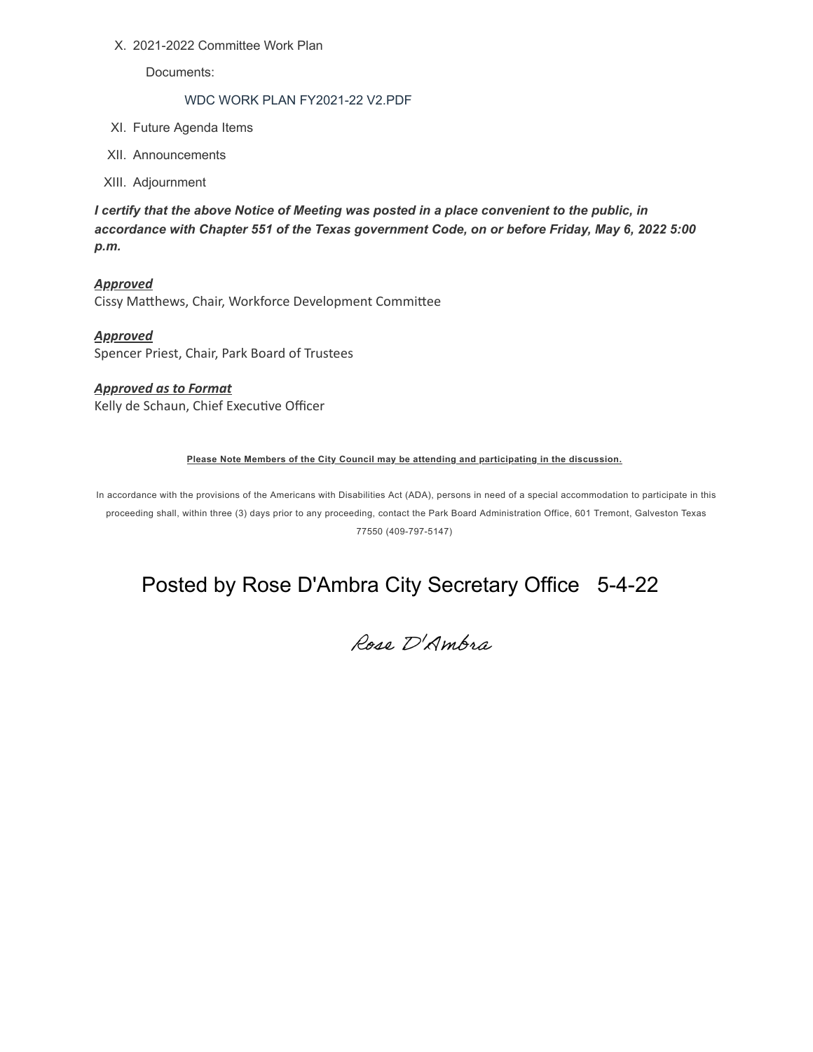X. 2021-2022 Committee Work Plan

Documents:

WDC WORK PLAN FY2021-22 V2.PDF

XI. Future Agenda Items

XII. Announcements

XIII. Adjournment

***I certify that the above Notice of Meeting was posted in a place convenient to the public, in accordance with Chapter 551 of the Texas government Code, on or before Friday, May 6, 2022 5:00 p.m.***

***Approved***
Cissy Matthews, Chair, Workforce Development Committee

***Approved***
Spencer Priest, Chair, Park Board of Trustees

***Approved as to Format***
Kelly de Schaun, Chief Executive Officer

**Please Note Members of the City Council may be attending and participating in the discussion.**

In accordance with the provisions of the Americans with Disabilities Act (ADA), persons in need of a special accommodation to participate in this proceeding shall, within three (3) days prior to any proceeding, contact the Park Board Administration Office, 601 Tremont, Galveston Texas 77550 (409-797-5147)

Posted by Rose D'Ambra City Secretary Office 5-4-22

Rose D'Ambra